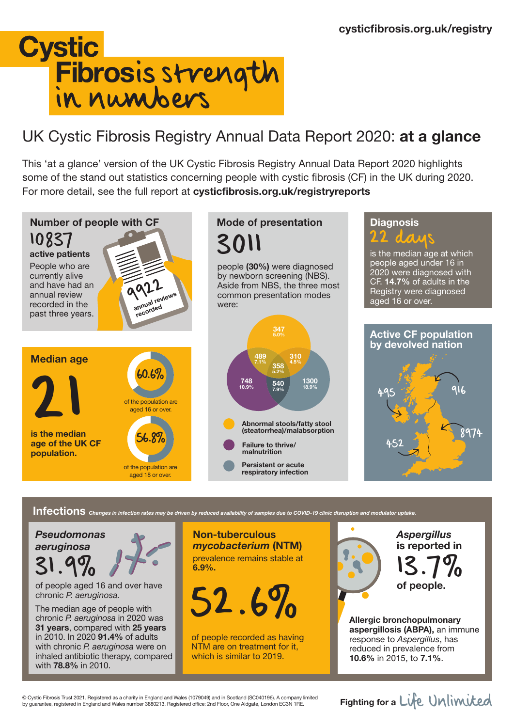cysticfibrosis.org.uk/registry

# Cystic Fibrosis strength in numbers

## UK Cystic Fibrosis Registry Annual Data Report 2020: **at a glance**

This 'at a glance' version of the UK Cystic Fibrosis Registry Annual Data Report 2020 highlights some of the stand out statistics concerning people with cystic fibrosis (CF) in the UK during 2020. For more detail, see the full report at **cysticfibrosis.org.uk/registryreports**

### Number of people with CF

10837

**active patients**

People who are currently alive and have had an annual review recorded in the past three years.

9922 annual reviews recorded

### Mode of presentation

3011

people **(30%)** were diagnosed by newborn screening (NBS). Aside from NBS, the three most common presentation modes were:

| Presentation mode(s) | Number | % |
|---|---|---|
| Abnormal stools/fatty stool (steatorrhea)/malabsorption only | 347 | 5.0% |
| Failure to thrive/malnutrition only | 748 | 10.9% |
| Persistent or acute respiratory infection only | 1300 | 18.9% |
| Abnormal stools + Failure to thrive | 489 | 7.1% |
| Abnormal stools + Respiratory infection | 310 | 4.5% |
| Failure to thrive + Respiratory infection | 540 | 7.9% |
| All three | 358 | 5.2% |

### Diagnosis

22 days

is the median age at which people aged under 16 in 2020 were diagnosed with CF. **14.7%** of adults in the Registry were diagnosed aged 16 or over.

### Median age

21

**is the median age of the UK CF population.**

60.6% of the population are aged 16 or over.

56.8% of the population are aged 18 or over.

### Active CF population by devolved nation

| Nation | Active CF population |
|---|---|
| Scotland | 916 |
| Northern Ireland | 495 |
| Wales | 452 |
| England | 8974 |

## Infections

*Changes in infection rates may be driven by reduced availability of samples due to COVID-19 clinic disruption and modulator uptake.*

### *Pseudomonas aeruginosa*

31.9%

of people aged 16 and over have chronic *P. aeruginosa*.

The median age of people with chronic *P. aeruginosa* in 2020 was **31 years**, compared with **25 years** in 2010. In 2020 **91.4%** of adults with chronic *P. aeruginosa* were on inhaled antibiotic therapy, compared with **78.8%** in 2010.

### Non-tuberculous *mycobacterium* (NTM)

prevalence remains stable at **6.9%.**

52.6%

of people recorded as having NTM are on treatment for it, which is similar to 2019.

### *Aspergillus* is reported in

13.7%

of people.

**Allergic bronchopulmonary aspergillosis (ABPA),** an immune response to *Aspergillus*, has reduced in prevalence from **10.6%** in 2015, to **7.1%**.

© Cystic Fibrosis Trust 2021. Registered as a charity in England and Wales (1079049) and in Scotland (SC040196). A company limited by guarantee, registered in England and Wales number 3880213. Registered office: 2nd Floor, One Aldgate, London EC3N 1RE.

Fighting for a Life Unlimited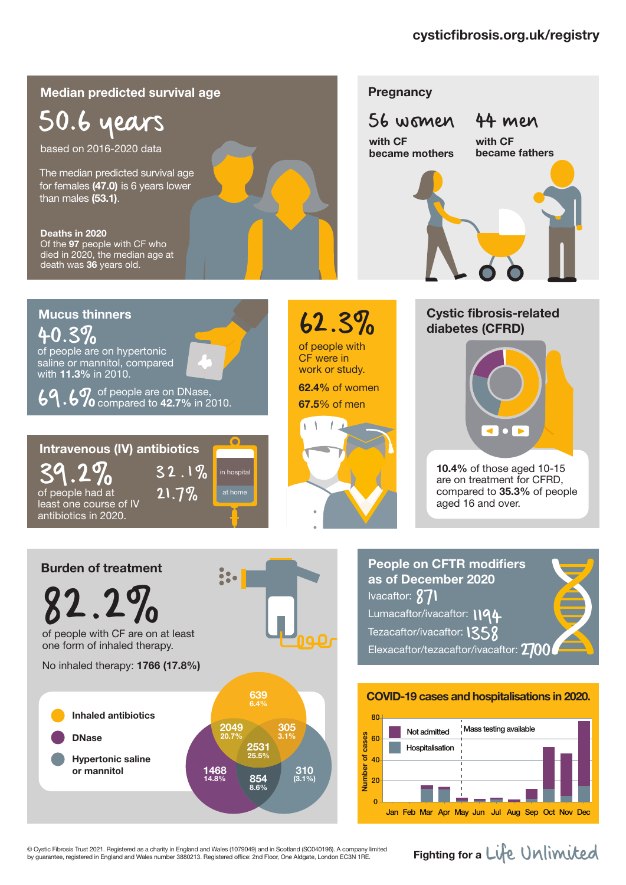cysticfibrosis.org.uk/registry

## Median predicted survival age

50.6 years

based on 2016-2020 data

The median predicted survival age for females **(47.0)** is 6 years lower than males **(53.1)**.

**Deaths in 2020**
Of the **97** people with CF who died in 2020, the median age at death was **36** years old.

## Pregnancy

56 women with CF became mothers

44 men with CF became fathers

## Mucus thinners

40.3% of people are on hypertonic saline or mannitol, compared with **11.3%** in 2010.

69.6% of people are on DNase, compared to **42.7%** in 2010.

## 62.3%

of people with CF were in work or study.

**62.4%** of women

**67.5%** of men

## Cystic fibrosis-related diabetes (CFRD)

**10.4%** of those aged 10-15 are on treatment for CFRD, compared to **35.3%** of people aged 16 and over.

## Intravenous (IV) antibiotics

39.2% of people had at least one course of IV antibiotics in 2020.

32.1% in hospital

21.7% at home

## Burden of treatment

82.2%

of people with CF are on at least one form of inhaled therapy.

No inhaled therapy: **1766 (17.8%)**

Inhaled antibiotics

DNase

Hypertonic saline or mannitol

639
6.4%

2049
20.7%

305
3.1%

2531
25.5%

1468
14.8%

854
8.6%

310
(3.1%)

## People on CFTR modifiers as of December 2020

Ivacaftor: 871

Lumacaftor/ivacaftor: 1194

Tezacaftor/ivacaftor: 1358

Elexacaftor/tezacaftor/ivacaftor: 2700

## COVID-19 cases and hospitalisations in 2020.

Not admitted

Hospitalisation

Mass testing available

Number of cases

0
20
40
60
80

Jan Feb Mar Apr May Jun Jul Aug Sep Oct Nov Dec

© Cystic Fibrosis Trust 2021. Registered as a charity in England and Wales (1079049) and in Scotland (SC040196). A company limited by guarantee, registered in England and Wales number 3880213. Registered office: 2nd Floor, One Aldgate, London EC3N 1RE.

Fighting for a Life Unlimited